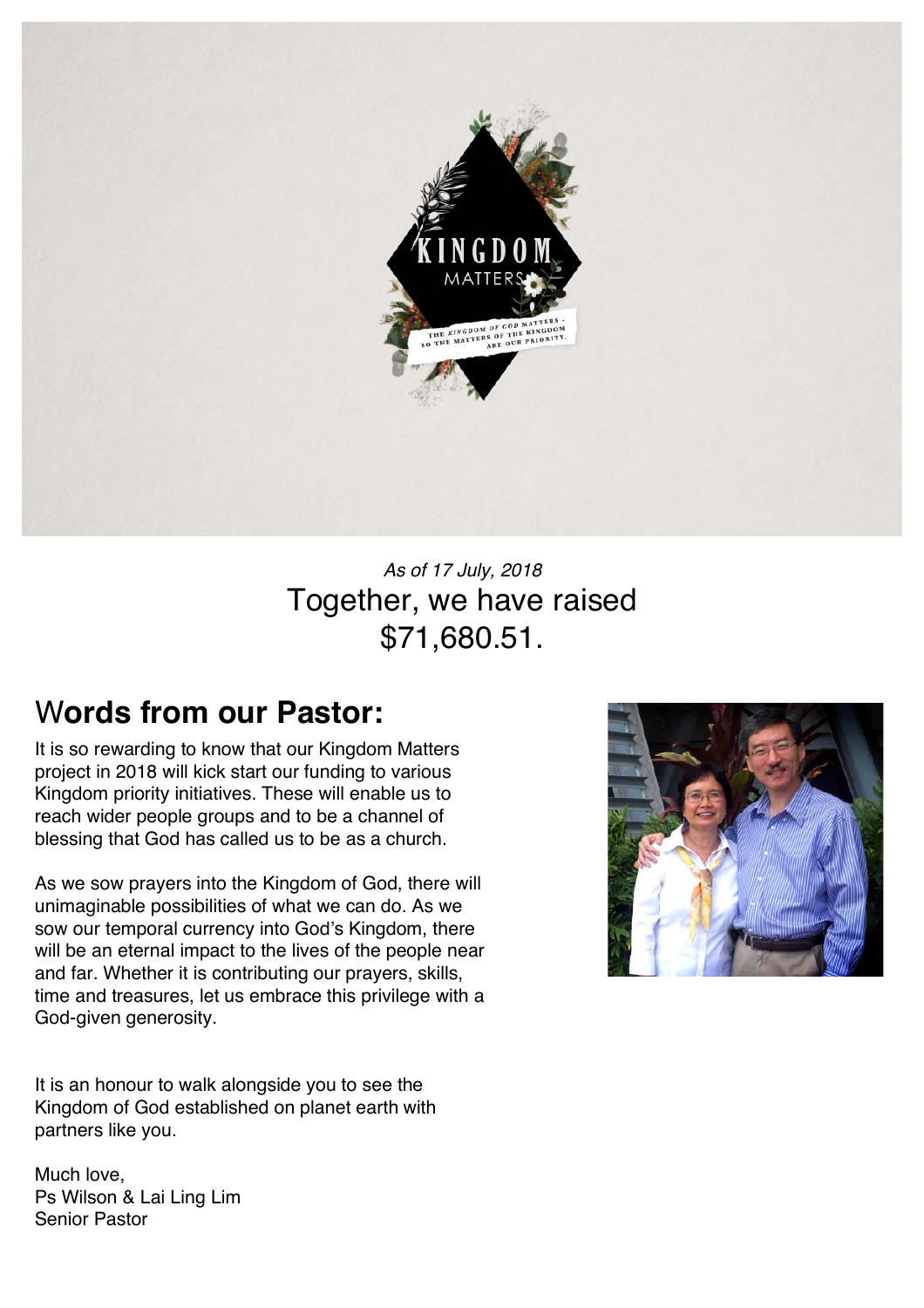*As of 17 July, 2018*

Together, we have raised $71,680.51.

## Words from our Pastor:

It is so rewarding to know that our Kingdom Matters project in 2018 will kick start our funding to various Kingdom priority initiatives. These will enable us to reach wider people groups and to be a channel of blessing that God has called us to be as a church.

As we sow prayers into the Kingdom of God, there will unimaginable possibilities of what we can do. As we sow our temporal currency into God's Kingdom, there will be an eternal impact to the lives of the people near and far. Whether it is contributing our prayers, skills, time and treasures, let us embrace this privilege with a God-given generosity.

It is an honour to walk alongside you to see the Kingdom of God established on planet earth with partners like you.

Much love,
Ps Wilson & Lai Ling Lim
Senior Pastor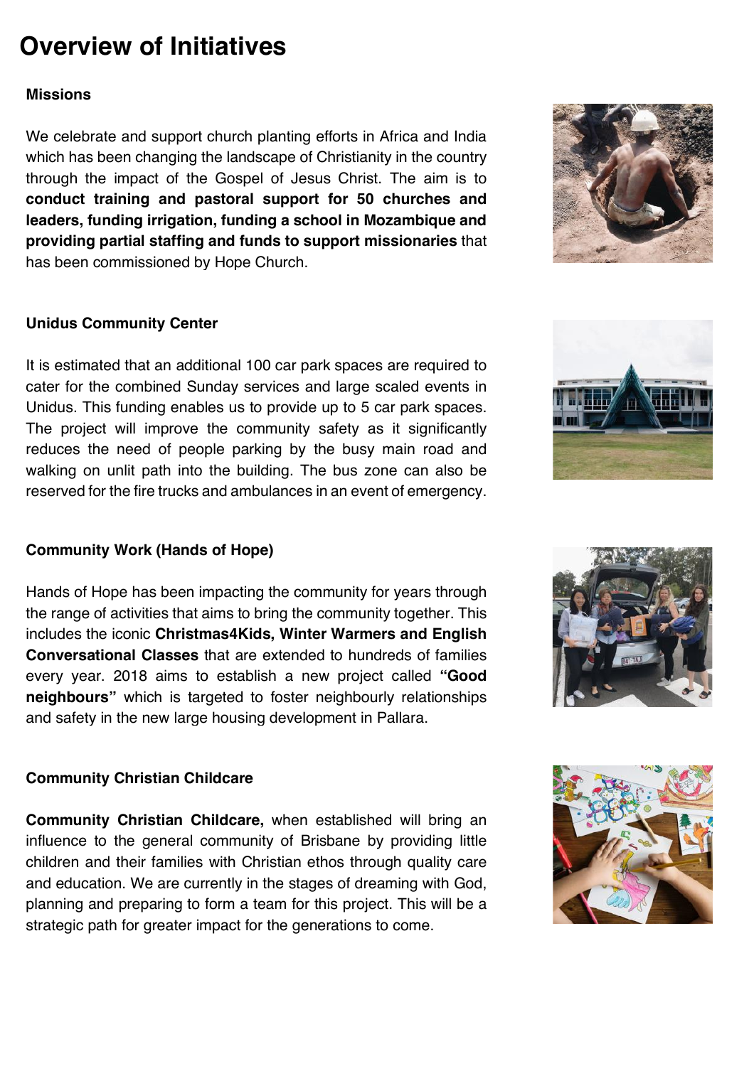# Overview of Initiatives

### Missions

We celebrate and support church planting efforts in Africa and India which has been changing the landscape of Christianity in the country through the impact of the Gospel of Jesus Christ. The aim is to **conduct training and pastoral support for 50 churches and leaders, funding irrigation, funding a school in Mozambique and providing partial staffing and funds to support missionaries** that has been commissioned by Hope Church.

### Unidus Community Center

It is estimated that an additional 100 car park spaces are required to cater for the combined Sunday services and large scaled events in Unidus. This funding enables us to provide up to 5 car park spaces. The project will improve the community safety as it significantly reduces the need of people parking by the busy main road and walking on unlit path into the building. The bus zone can also be reserved for the fire trucks and ambulances in an event of emergency.

### Community Work (Hands of Hope)

Hands of Hope has been impacting the community for years through the range of activities that aims to bring the community together. This includes the iconic **Christmas4Kids, Winter Warmers and English Conversational Classes** that are extended to hundreds of families every year. 2018 aims to establish a new project called **"Good neighbours"** which is targeted to foster neighbourly relationships and safety in the new large housing development in Pallara.

### Community Christian Childcare

**Community Christian Childcare,** when established will bring an influence to the general community of Brisbane by providing little children and their families with Christian ethos through quality care and education. We are currently in the stages of dreaming with God, planning and preparing to form a team for this project. This will be a strategic path for greater impact for the generations to come.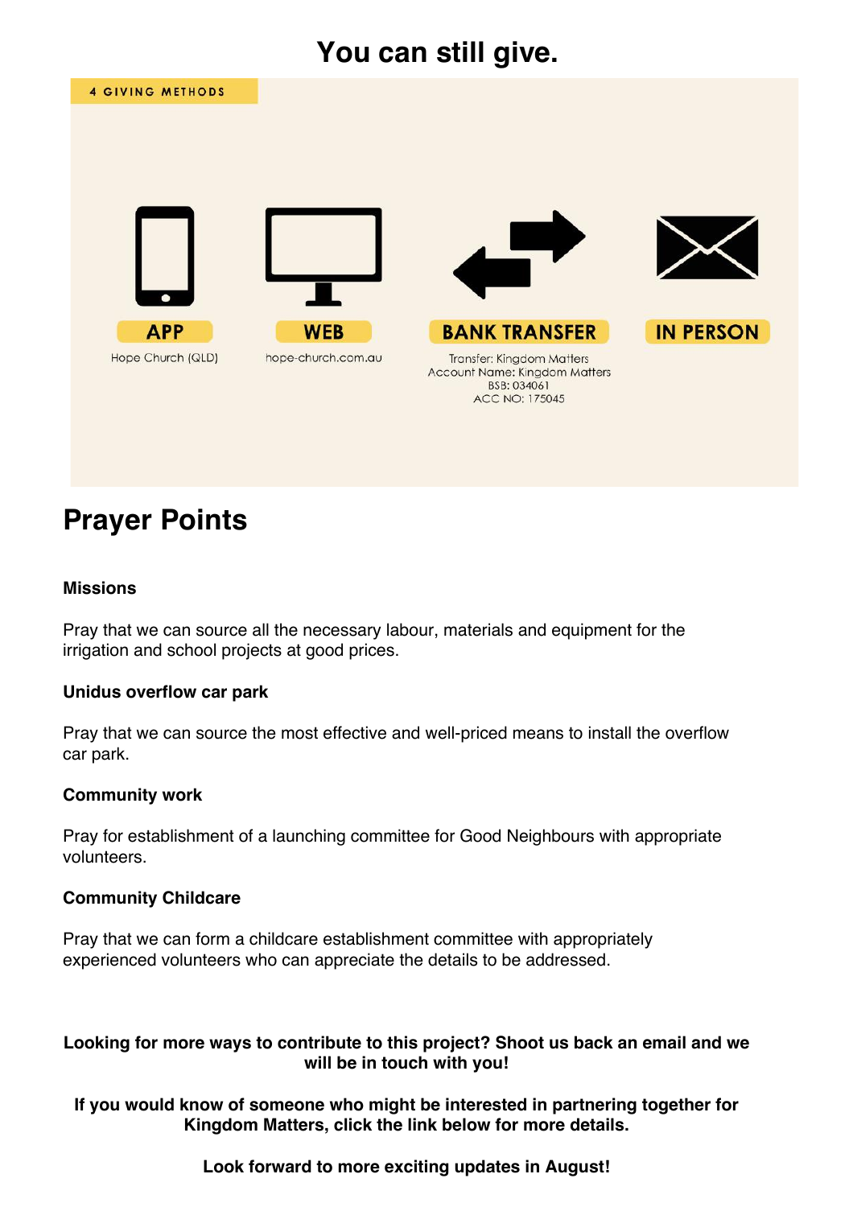# You can still give.

**4 GIVING METHODS**

**APP**

Hope Church (QLD)

**WEB**

hope-church.com.au

**BANK TRANSFER**

Transfer: Kingdom Matters
Account Name: Kingdom Matters
BSB: 034061
ACC NO: 175045

**IN PERSON**

## Prayer Points

**Missions**

Pray that we can source all the necessary labour, materials and equipment for the irrigation and school projects at good prices.

**Unidus overflow car park**

Pray that we can source the most effective and well-priced means to install the overflow car park.

**Community work**

Pray for establishment of a launching committee for Good Neighbours with appropriate volunteers.

**Community Childcare**

Pray that we can form a childcare establishment committee with appropriately experienced volunteers who can appreciate the details to be addressed.

**Looking for more ways to contribute to this project? Shoot us back an email and we will be in touch with you!**

**If you would know of someone who might be interested in partnering together for Kingdom Matters, click the link below for more details.**

**Look forward to more exciting updates in August!**